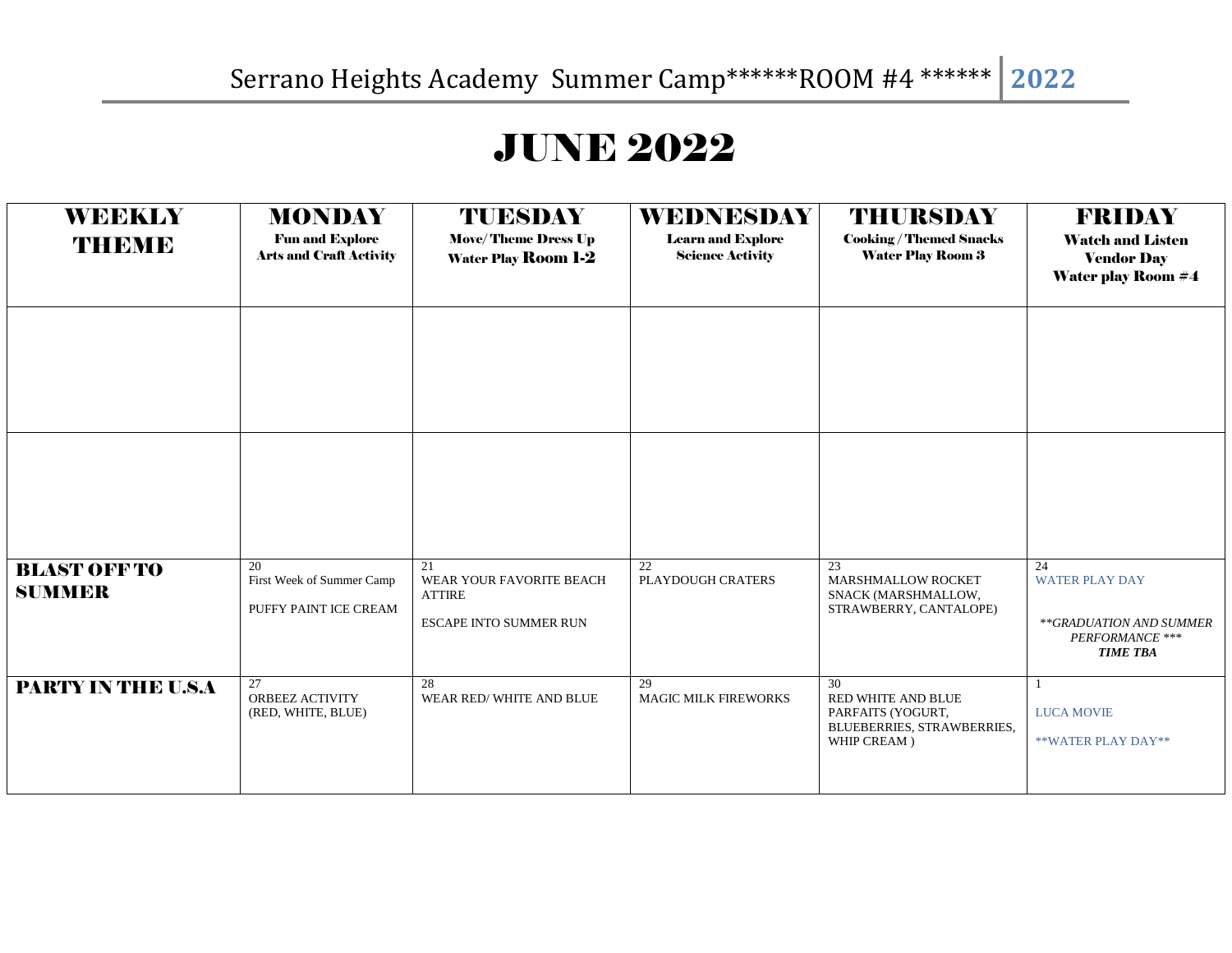Serrano Heights Academy Summer Camp******ROOM #4 ****** 2022

# JUNE 2022

| WEEKLY THEME | MONDAY<br>Fun and Explore<br>Arts and Craft Activity | TUESDAY<br>Move/ Theme Dress Up<br>Water Play Room 1-2 | WEDNESDAY<br>Learn and Explore<br>Science Activity | THURSDAY<br>Cooking / Themed Snacks<br>Water Play Room 3 | FRIDAY<br>Watch and Listen<br>Vendor Day<br>Water play Room #4 |
|---|---|---|---|---|---|
| | | | | | |
| | | | | | |
| **BLAST OFF TO SUMMER** | 20<br>First Week of Summer Camp<br><br>PUFFY PAINT ICE CREAM | 21<br>WEAR YOUR FAVORITE BEACH ATTIRE<br><br>ESCAPE INTO SUMMER RUN | 22<br>PLAYDOUGH CRATERS | 23<br>MARSHMALLOW ROCKET SNACK (MARSHMALLOW, STRAWBERRY, CANTALOPE) | 24<br>WATER PLAY DAY<br><br>*\*\*GRADUATION AND SUMMER PERFORMANCE \*\*\**<br>***TIME TBA*** |
| **PARTY IN THE U.S.A** | 27<br>ORBEEZ ACTIVITY (RED, WHITE, BLUE) | 28<br>WEAR RED/ WHITE AND BLUE | 29<br>MAGIC MILK FIREWORKS | 30<br>RED WHITE AND BLUE PARFAITS (YOGURT, BLUEBERRIES, STRAWBERRIES, WHIP CREAM ) | 1<br><br>LUCA MOVIE<br><br>\*\*WATER PLAY DAY\*\* |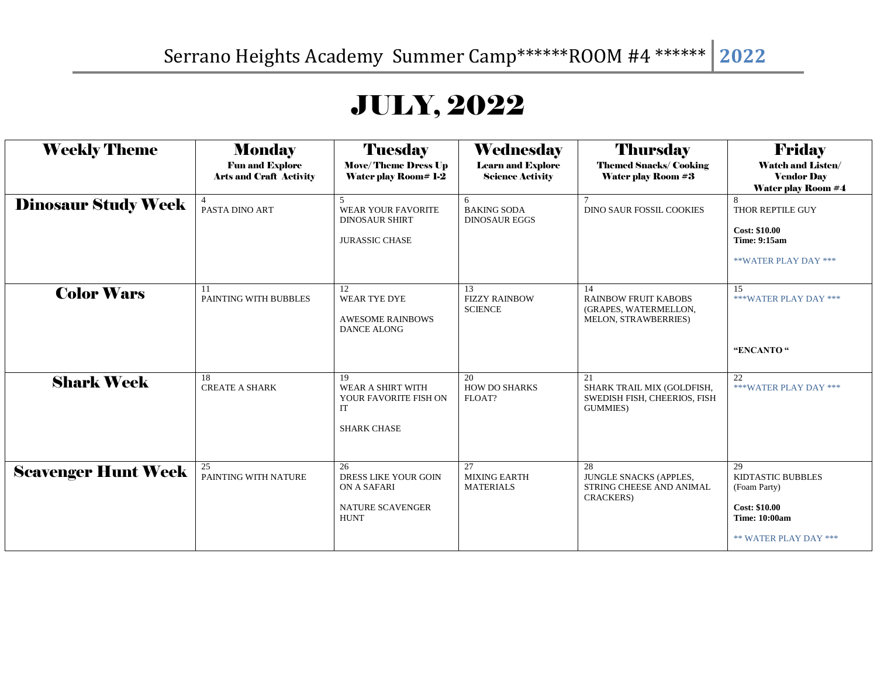# Serrano Heights Academy Summer Camp******ROOM #4 ****** 2022

# JULY, 2022

| Weekly Theme | Monday<br>Fun and Explore<br>Arts and Craft Activity | Tuesday<br>Move/ Theme Dress Up<br>Water play Room# 1-2 | Wednesday<br>Learn and Explore<br>Science Activity | Thursday<br>Themed Snacks/ Cooking<br>Water play Room #3 | Friday<br>Watch and Listen/<br>Vendor Day<br>Water play Room #4 |
|---|---|---|---|---|---|
| **Dinosaur Study Week** | 4<br>PASTA DINO ART | 5<br>WEAR YOUR FAVORITE DINOSAUR SHIRT<br><br>JURASSIC CHASE | 6<br>BAKING SODA DINOSAUR EGGS | 7<br>DINO SAUR FOSSIL COOKIES | 8<br>THOR REPTILE GUY<br><br>**Cost: $10.00**<br>**Time: 9:15am**<br><br>**WATER PLAY DAY *** |
| **Color Wars** | 11<br>PAINTING WITH BUBBLES | 12<br>WEAR TYE DYE<br><br>AWESOME RAINBOWS DANCE ALONG | 13<br>FIZZY RAINBOW SCIENCE | 14<br>RAINBOW FRUIT KABOBS (GRAPES, WATERMELLON, MELON, STRAWBERRIES) | 15<br>***WATER PLAY DAY ***<br><br>**"ENCANTO "** |
| **Shark Week** | 18<br>CREATE A SHARK | 19<br>WEAR A SHIRT WITH YOUR FAVORITE FISH ON IT<br><br>SHARK CHASE | 20<br>HOW DO SHARKS FLOAT? | 21<br>SHARK TRAIL MIX (GOLDFISH, SWEDISH FISH, CHEERIOS, FISH GUMMIES) | 22<br>***WATER PLAY DAY *** |
| **Scavenger Hunt Week** | 25<br>PAINTING WITH NATURE | 26<br>DRESS LIKE YOUR GOIN ON A SAFARI<br><br>NATURE SCAVENGER HUNT | 27<br>MIXING EARTH MATERIALS | 28<br>JUNGLE SNACKS (APPLES, STRING CHEESE AND ANIMAL CRACKERS) | 29<br>KIDTASTIC BUBBLES (Foam Party)<br><br>**Cost: $10.00**<br>**Time: 10:00am**<br><br>** WATER PLAY DAY *** |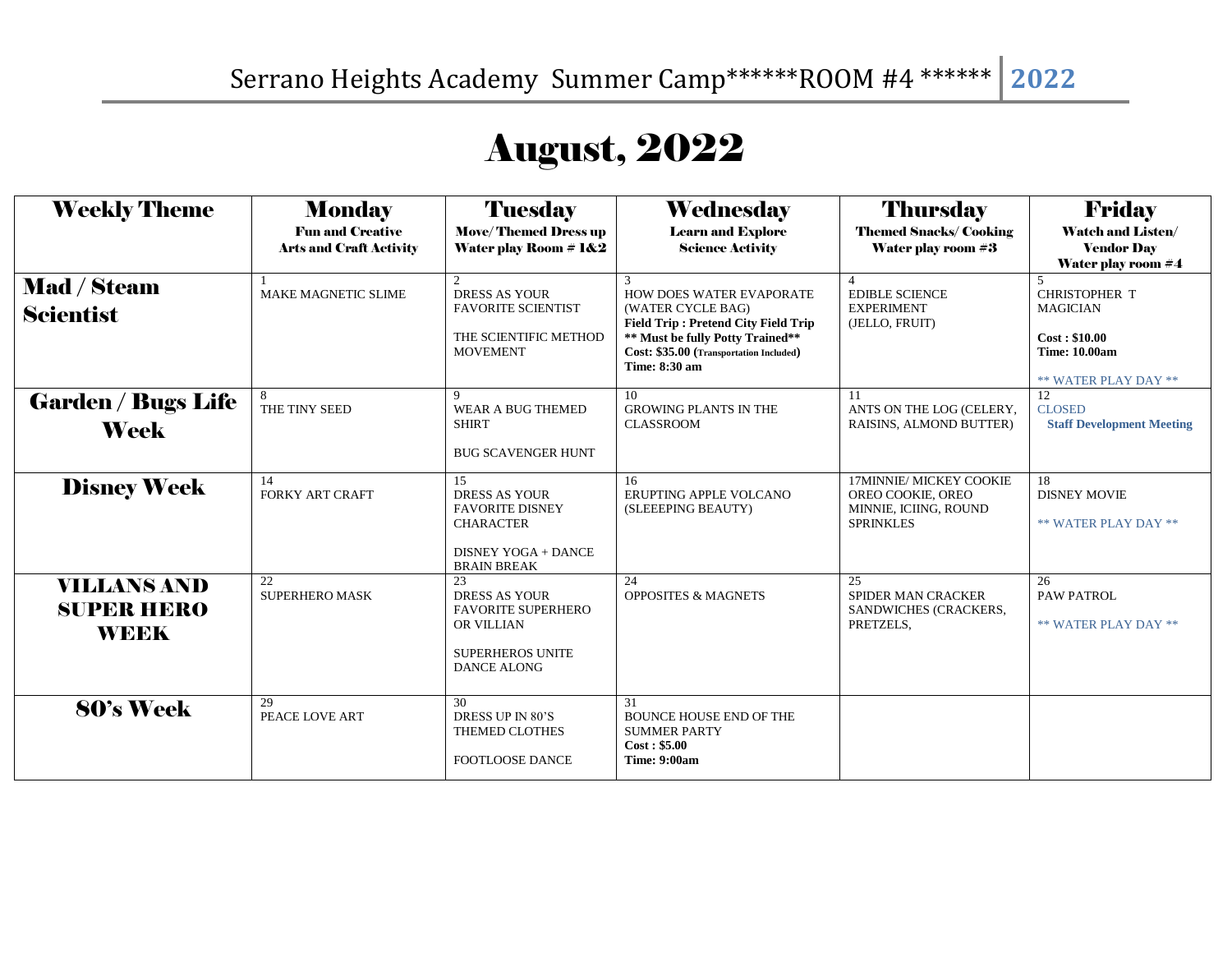Serrano Heights Academy Summer Camp******ROOM #4 ****** **2022**

# August, 2022

| Weekly Theme | Monday<br>Fun and Creative<br>Arts and Craft Activity | Tuesday<br>Move/ Themed Dress up<br>Water play Room # 1&2 | Wednesday<br>Learn and Explore<br>Science Activity | Thursday<br>Themed Snacks/ Cooking<br>Water play room #3 | Friday<br>Watch and Listen/<br>Vendor Day<br>Water play room #4 |
|---|---|---|---|---|---|
| **Mad / Steam Scientist** | 1<br>MAKE MAGNETIC SLIME | 2<br>DRESS AS YOUR FAVORITE SCIENTIST<br><br>THE SCIENTIFIC METHOD MOVEMENT | 3<br>HOW DOES WATER EVAPORATE (WATER CYCLE BAG)<br>**Field Trip : Pretend City Field Trip**<br>**** Must be fully Potty Trained******<br>**Cost: $35.00 (Transportation Included)**<br>**Time: 8:30 am** | 4<br>EDIBLE SCIENCE EXPERIMENT<br>(JELLO, FRUIT) | 5<br>CHRISTOPHER T MAGICIAN<br><br>**Cost : $10.00**<br>**Time: 10.00am**<br><br>** WATER PLAY DAY ** |
| **Garden / Bugs Life Week** | 8<br>THE TINY SEED | 9<br>WEAR A BUG THEMED SHIRT<br><br>BUG SCAVENGER HUNT | 10<br>GROWING PLANTS IN THE CLASSROOM | 11<br>ANTS ON THE LOG (CELERY, RAISINS, ALMOND BUTTER) | 12<br>CLOSED<br>**Staff Development Meeting** |
| **Disney Week** | 14<br>FORKY ART CRAFT | 15<br>DRESS AS YOUR FAVORITE DISNEY CHARACTER<br><br>DISNEY YOGA + DANCE BRAIN BREAK | 16<br>ERUPTING APPLE VOLCANO (SLEEEPING BEAUTY) | 17MINNIE/ MICKEY COOKIE OREO COOKIE, OREO MINNIE, ICIING, ROUND SPRINKLES | 18<br>DISNEY MOVIE<br><br>** WATER PLAY DAY ** |
| **VILLANS AND SUPER HERO WEEK** | 22<br>SUPERHERO MASK | 23<br>DRESS AS YOUR FAVORITE SUPERHERO OR VILLIAN<br><br>SUPERHEROS UNITE DANCE ALONG | 24<br>OPPOSITES & MAGNETS | 25<br>SPIDER MAN CRACKER SANDWICHES (CRACKERS, PRETZELS, | 26<br>PAW PATROL<br><br>** WATER PLAY DAY ** |
| **80's Week** | 29<br>PEACE LOVE ART | 30<br>DRESS UP IN 80'S THEMED CLOTHES<br><br>FOOTLOOSE DANCE | 31<br>BOUNCE HOUSE END OF THE SUMMER PARTY<br>**Cost : $5.00**<br>**Time: 9:00am** | | |